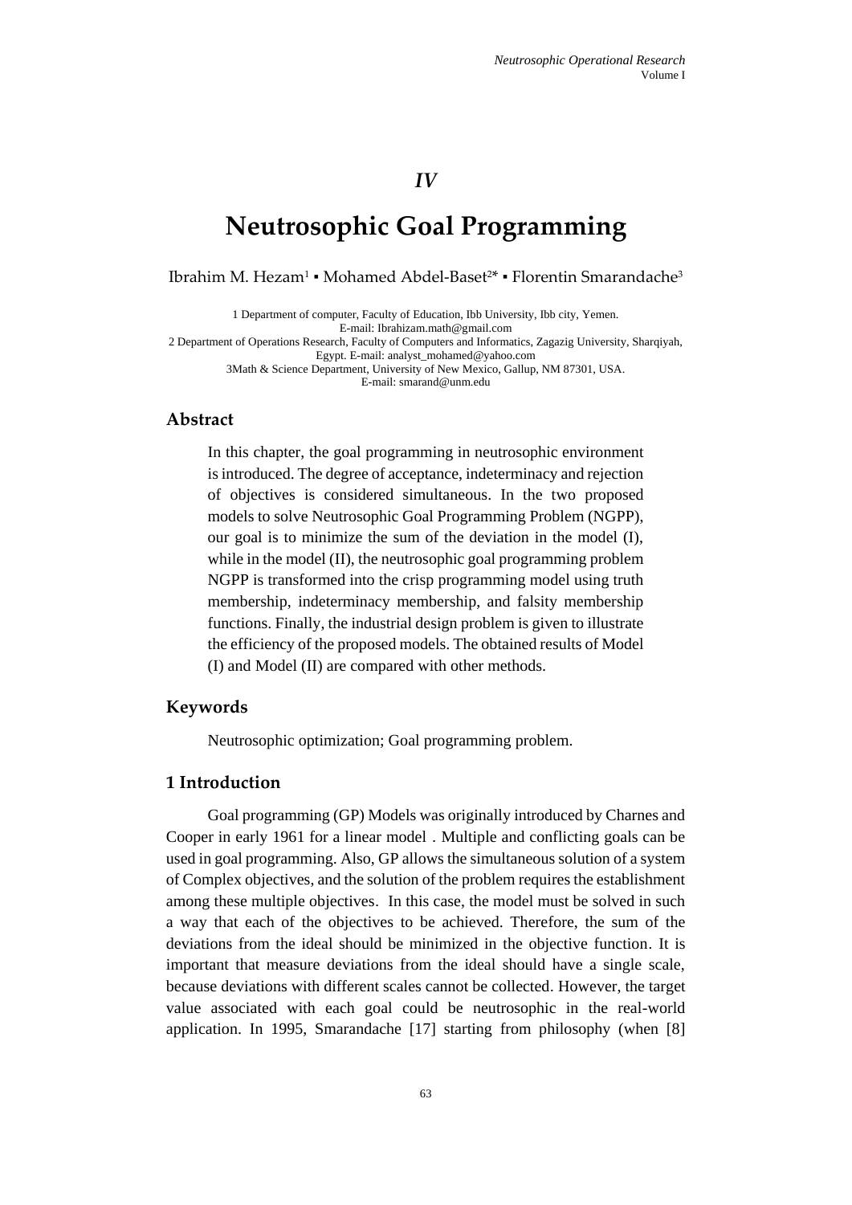*IV*

# Neutrosophic Goal Programming

Ibrahim M. Hezam[1] ▪ Mohamed Abdel-Baset[2*] ▪ Florentin Smarandache[3]

1 Department of computer, Faculty of Education, Ibb University, Ibb city, Yemen. E-mail: Ibrahizam.math@gmail.com
2 Department of Operations Research, Faculty of Computers and Informatics, Zagazig University, Sharqiyah, Egypt. E-mail: analyst_mohamed@yahoo.com
3Math & Science Department, University of New Mexico, Gallup, NM 87301, USA. E-mail: smarand@unm.edu

## Abstract

In this chapter, the goal programming in neutrosophic environment is introduced. The degree of acceptance, indeterminacy and rejection of objectives is considered simultaneous. In the two proposed models to solve Neutrosophic Goal Programming Problem (NGPP), our goal is to minimize the sum of the deviation in the model (I), while in the model (II), the neutrosophic goal programming problem NGPP is transformed into the crisp programming model using truth membership, indeterminacy membership, and falsity membership functions. Finally, the industrial design problem is given to illustrate the efficiency of the proposed models. The obtained results of Model (I) and Model (II) are compared with other methods.

## Keywords

Neutrosophic optimization; Goal programming problem.

## 1 Introduction

Goal programming (GP) Models was originally introduced by Charnes and Cooper in early 1961 for a linear model . Multiple and conflicting goals can be used in goal programming. Also, GP allows the simultaneous solution of a system of Complex objectives, and the solution of the problem requires the establishment among these multiple objectives. In this case, the model must be solved in such a way that each of the objectives to be achieved. Therefore, the sum of the deviations from the ideal should be minimized in the objective function. It is important that measure deviations from the ideal should have a single scale, because deviations with different scales cannot be collected. However, the target value associated with each goal could be neutrosophic in the real-world application. In 1995, Smarandache [17] starting from philosophy (when [8]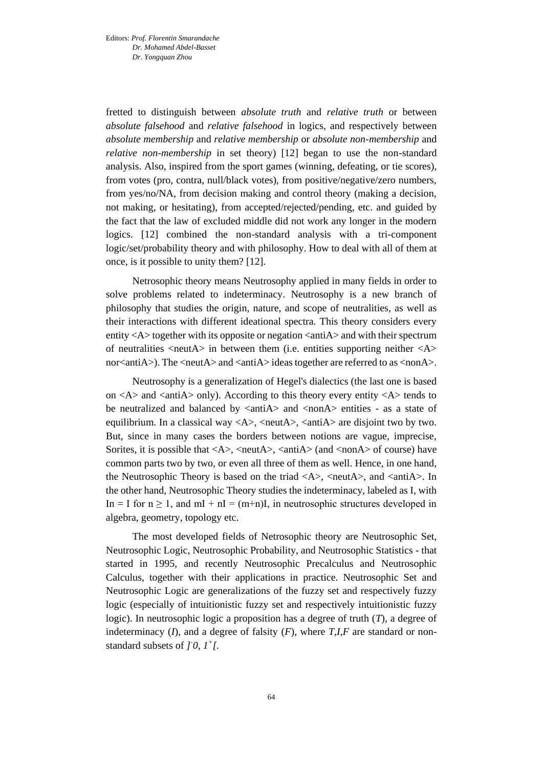fretted to distinguish between *absolute truth* and *relative truth* or between *absolute falsehood* and *relative falsehood* in logics, and respectively between *absolute membership* and *relative membership* or *absolute non-membership* and *relative non-membership* in set theory) [12] began to use the non-standard analysis. Also, inspired from the sport games (winning, defeating, or tie scores), from votes (pro, contra, null/black votes), from positive/negative/zero numbers, from yes/no/NA, from decision making and control theory (making a decision, not making, or hesitating), from accepted/rejected/pending, etc. and guided by the fact that the law of excluded middle did not work any longer in the modern logics. [12] combined the non-standard analysis with a tri-component logic/set/probability theory and with philosophy. How to deal with all of them at once, is it possible to unity them? [12].

Netrosophic theory means Neutrosophy applied in many fields in order to solve problems related to indeterminacy. Neutrosophy is a new branch of philosophy that studies the origin, nature, and scope of neutralities, as well as their interactions with different ideational spectra. This theory considers every entity <A> together with its opposite or negation <antiA> and with their spectrum of neutralities <neutA> in between them (i.e. entities supporting neither <A> nor<antiA>). The <neutA> and <antiA> ideas together are referred to as <nonA>.

Neutrosophy is a generalization of Hegel's dialectics (the last one is based on <A> and <antiA> only). According to this theory every entity <A> tends to be neutralized and balanced by <antiA> and <nonA> entities - as a state of equilibrium. In a classical way <A>, <neutA>, <antiA> are disjoint two by two. But, since in many cases the borders between notions are vague, imprecise, Sorites, it is possible that <A>, <neutA>, <antiA> (and <nonA> of course) have common parts two by two, or even all three of them as well. Hence, in one hand, the Neutrosophic Theory is based on the triad <A>, <neutA>, and <antiA>. In the other hand, Neutrosophic Theory studies the indeterminacy, labeled as I, with $I^n = I$ for $n \geq 1$, and $mI + nI = (m+n)I$, in neutrosophic structures developed in algebra, geometry, topology etc.

The most developed fields of Netrosophic theory are Neutrosophic Set, Neutrosophic Logic, Neutrosophic Probability, and Neutrosophic Statistics - that started in 1995, and recently Neutrosophic Precalculus and Neutrosophic Calculus, together with their applications in practice. Neutrosophic Set and Neutrosophic Logic are generalizations of the fuzzy set and respectively fuzzy logic (especially of intuitionistic fuzzy set and respectively intuitionistic fuzzy logic). In neutrosophic logic a proposition has a degree of truth ($T$), a degree of indeterminacy ($I$), and a degree of falsity ($F$), where $T,I,F$ are standard or non-standard subsets of $]^{-}0, 1^{+}[$.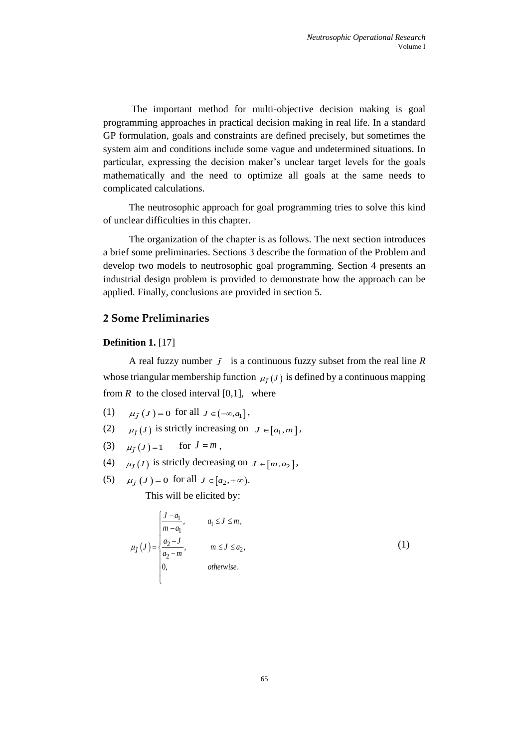The important method for multi-objective decision making is goal programming approaches in practical decision making in real life. In a standard GP formulation, goals and constraints are defined precisely, but sometimes the system aim and conditions include some vague and undetermined situations. In particular, expressing the decision maker's unclear target levels for the goals mathematically and the need to optimize all goals at the same needs to complicated calculations.

The neutrosophic approach for goal programming tries to solve this kind of unclear difficulties in this chapter.

The organization of the chapter is as follows. The next section introduces a brief some preliminaries. Sections 3 describe the formation of the Problem and develop two models to neutrosophic goal programming. Section 4 presents an industrial design problem is provided to demonstrate how the approach can be applied. Finally, conclusions are provided in section 5.

## 2 Some Preliminaries

**Definition 1.** [17]

A real fuzzy number $\tilde{J}$ is a continuous fuzzy subset from the real line *R* whose triangular membership function $\mu_{\tilde{J}}(J)$ is defined by a continuous mapping from *R* to the closed interval [0,1], where

(1) $\mu_{\tilde{J}}(J) = 0$ for all $J \in (-\infty, a_1]$,

(2) $\mu_{\tilde{J}}(J)$ is strictly increasing on $J \in [a_1, m]$,

(3) $\mu_{\tilde{J}}(J) = 1$ for $J = m$,

(4) $\mu_{\tilde{J}}(J)$ is strictly decreasing on $J \in [m, a_2]$,

(5) $\mu_{\tilde{J}}(J) = 0$ for all $J \in [a_2, +\infty)$.

This will be elicited by:

$$\mu_{\tilde{J}}(J) = \begin{cases} \dfrac{J - a_1}{m - a_1}, & a_1 \le J \le m, \\ \dfrac{a_2 - J}{a_2 - m}, & m \le J \le a_2, \\ 0, & otherwise. \end{cases} \tag{1}$$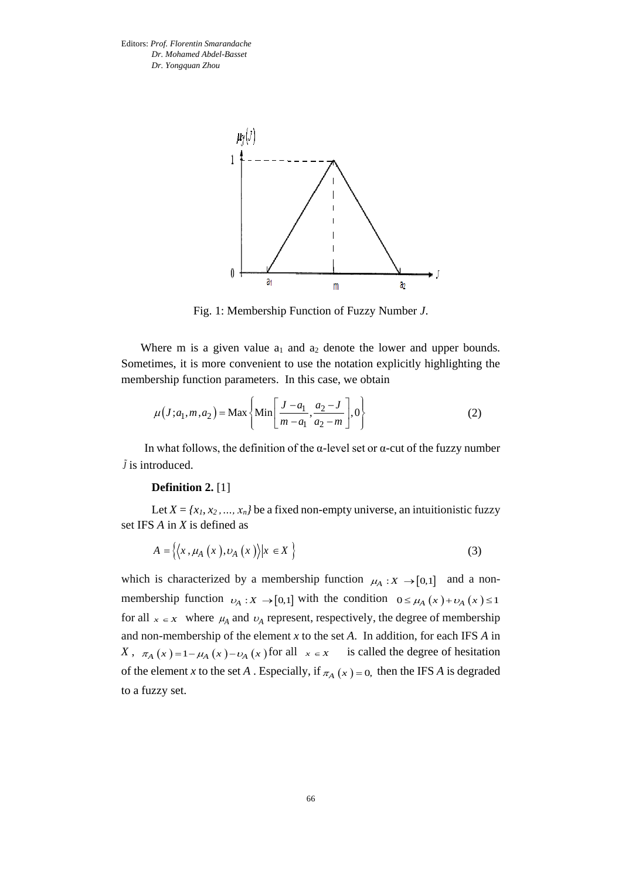Fig. 1: Membership Function of Fuzzy Number $J$.

Where m is a given value $a_1$ and $a_2$ denote the lower and upper bounds. Sometimes, it is more convenient to use the notation explicitly highlighting the membership function parameters. In this case, we obtain

$$\mu(J; a_1, m, a_2) = \text{Max}\left\{\text{Min}\left[\frac{J - a_1}{m - a_1}, \frac{a_2 - J}{a_2 - m}\right], 0\right\} \tag{2}$$

In what follows, the definition of the α-level set or α-cut of the fuzzy number $\tilde{J}$ is introduced.

**Definition 2.** [1]

Let $X = \{x_1, x_2, ..., x_n\}$ be a fixed non-empty universe, an intuitionistic fuzzy set IFS $A$ in $X$ is defined as

$$A = \left\{\left\langle x, \mu_A(x), \upsilon_A(x)\right\rangle \middle| x \in X\right\} \tag{3}$$

which is characterized by a membership function $\mu_A : X \rightarrow [0,1]$ and a non-membership function $\upsilon_A : X \rightarrow [0,1]$ with the condition $0 \leq \mu_A(x) + \upsilon_A(x) \leq 1$ for all $x \in X$ where $\mu_A$ and $\upsilon_A$ represent, respectively, the degree of membership and non-membership of the element $x$ to the set $A$. In addition, for each IFS $A$ in $X$, $\pi_A(x) = 1 - \mu_A(x) - \upsilon_A(x)$ for all $x \in X$ is called the degree of hesitation of the element $x$ to the set $A$. Especially, if $\pi_A(x) = 0$, then the IFS $A$ is degraded to a fuzzy set.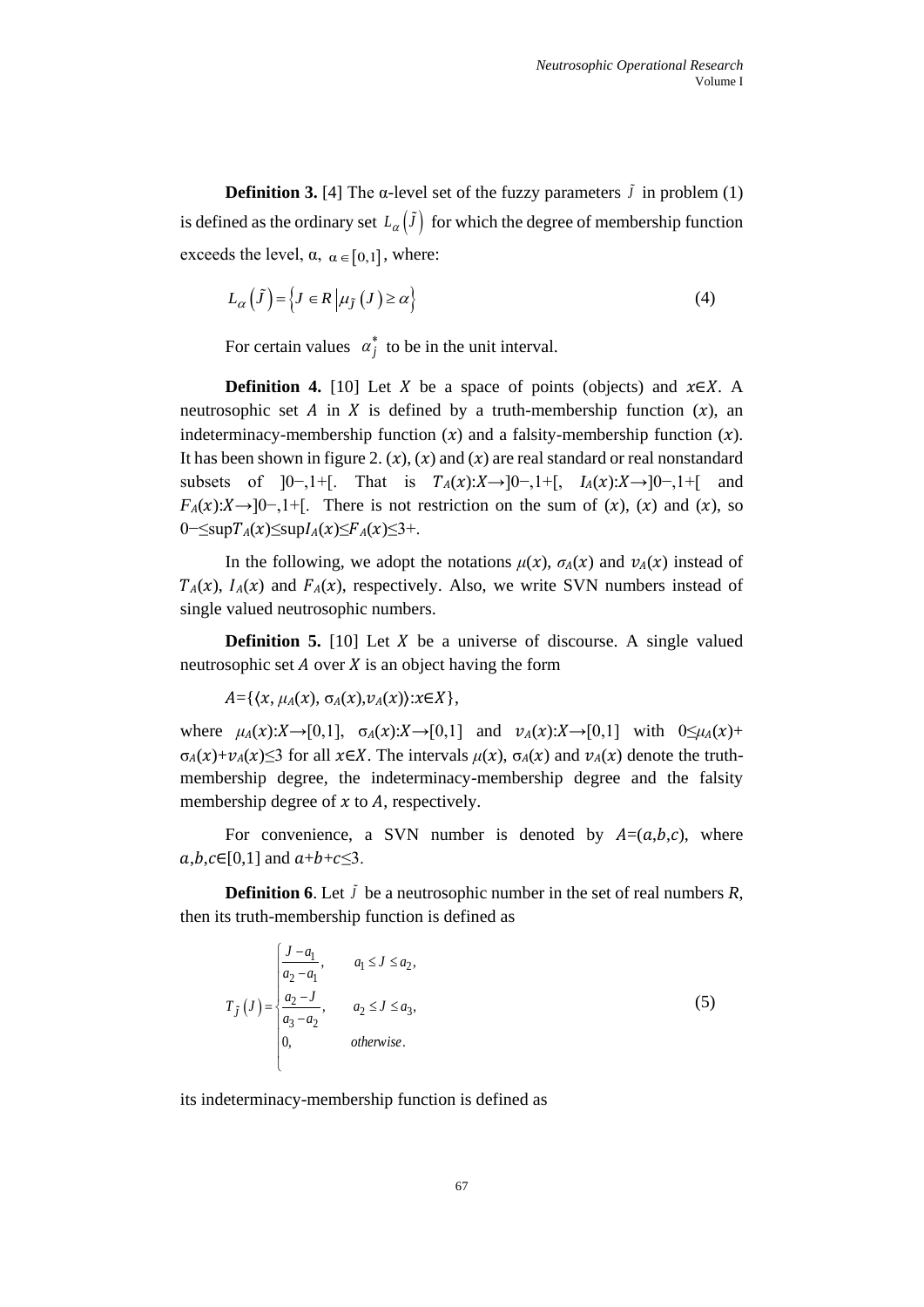**Definition 3.** [4] The α-level set of the fuzzy parameters $\tilde{J}$ in problem (1) is defined as the ordinary set $L_{\alpha}\left(\tilde{J}\right)$ for which the degree of membership function exceeds the level, α, $\alpha \in [0,1]$, where:

$$L_{\alpha}\left(\tilde{J}\right)=\left\{J \in R \,\middle|\, \mu_{\tilde{J}}\left(J\right) \geq \alpha\right\} \tag{4}$$

For certain values $\alpha_j^*$ to be in the unit interval.

**Definition 4.** [10] Let $X$ be a space of points (objects) and $x \in X$. A neutrosophic set $A$ in $X$ is defined by a truth-membership function $(x)$, an indeterminacy-membership function $(x)$ and a falsity-membership function $(x)$. It has been shown in figure 2. $(x)$, $(x)$ and $(x)$ are real standard or real nonstandard subsets of $]0^-,1^+[$. That is $T_A(x):X \to ]0^-,1^+[$, $I_A(x):X \to ]0^-,1^+[$ and $F_A(x):X \to ]0^-,1^+[$. There is not restriction on the sum of $(x)$, $(x)$ and $(x)$, so $0^- \leq \sup T_A(x) \leq \sup I_A(x) \leq F_A(x) \leq 3^+$.

In the following, we adopt the notations $\mu(x)$, $\sigma_A(x)$ and $v_A(x)$ instead of $T_A(x)$, $I_A(x)$ and $F_A(x)$, respectively. Also, we write SVN numbers instead of single valued neutrosophic numbers.

**Definition 5.** [10] Let $X$ be a universe of discourse. A single valued neutrosophic set $A$ over $X$ is an object having the form

$A=\{\langle x, \mu_A(x), \sigma_A(x), v_A(x)\rangle : x \in X\}$,

where $\mu_A(x):X \to [0,1]$, $\sigma_A(x):X \to [0,1]$ and $v_A(x):X \to [0,1]$ with $0 \leq \mu_A(x)+\sigma_A(x)+v_A(x) \leq 3$ for all $x \in X$. The intervals $\mu(x)$, $\sigma_A(x)$ and $v_A(x)$ denote the truth-membership degree, the indeterminacy-membership degree and the falsity membership degree of $x$ to $A$, respectively.

For convenience, a SVN number is denoted by $A=(a,b,c)$, where $a,b,c \in [0,1]$ and $a+b+c \leq 3$.

**Definition 6**. Let $\tilde{J}$ be a neutrosophic number in the set of real numbers *R*, then its truth-membership function is defined as

$$T_{\tilde{J}}\left(J\right)=\begin{cases} \dfrac{J-a_1}{a_2-a_1}, & a_1 \leq J \leq a_2, \\ \dfrac{a_2-J}{a_3-a_2}, & a_2 \leq J \leq a_3, \\ 0, & otherwise. \end{cases} \tag{5}$$

its indeterminacy-membership function is defined as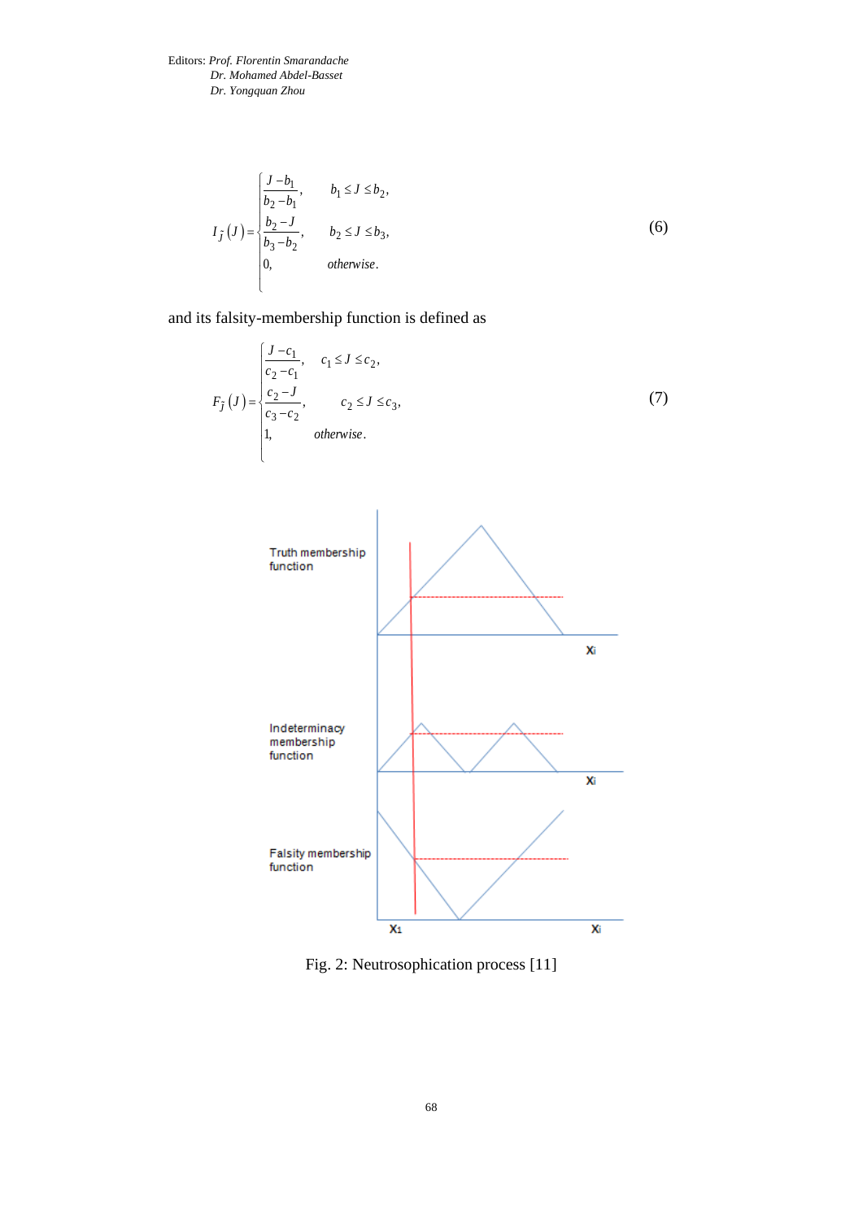$$I_{\tilde{J}}(J)=\begin{cases}\dfrac{J-b_1}{b_2-b_1}, & b_1 \le J \le b_2,\\ \dfrac{b_2-J}{b_3-b_2}, & b_2 \le J \le b_3,\\ 0, & otherwise.\end{cases} \tag{6}$$

and its falsity-membership function is defined as

$$F_{\tilde{J}}(J)=\begin{cases}\dfrac{J-c_1}{c_2-c_1}, & c_1 \le J \le c_2,\\ \dfrac{c_2-J}{c_3-c_2}, & c_2 \le J \le c_3,\\ 1, & otherwise.\end{cases} \tag{7}$$

Fig. 2: Neutrosophication process [11]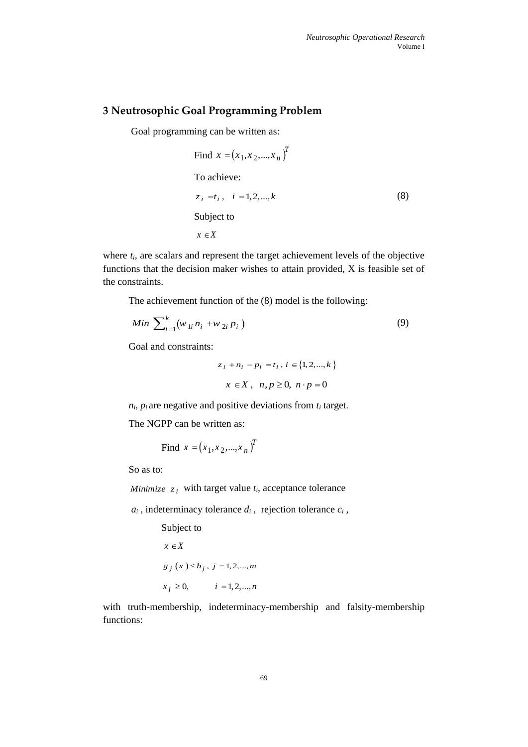## 3 Neutrosophic Goal Programming Problem

Goal programming can be written as:

Find $x = (x_1, x_2, ..., x_n)^T$

To achieve:

$$z_i = t_i, \quad i = 1, 2, ..., k \tag{8}$$

Subject to

$x \in X$

where $t_i$, are scalars and represent the target achievement levels of the objective functions that the decision maker wishes to attain provided, X is feasible set of the constraints.

The achievement function of the (8) model is the following:

$$Min \sum_{i=1}^{k} (w_{1i} n_i + w_{2i} p_i) \tag{9}$$

Goal and constraints:

$$z_i + n_i - p_i = t_i, \; i \in \{1, 2, ..., k\}$$

$$x \in X, \quad n, p \geq 0, \; n \cdot p = 0$$

$n_i$, $p_i$ are negative and positive deviations from $t_i$ target.

The NGPP can be written as:

Find $x = (x_1, x_2, ..., x_n)^T$

So as to:

$Minimize \; z_i$ with target value $t_i$, acceptance tolerance $a_i$, indeterminacy tolerance $d_i$, rejection tolerance $c_i$,

Subject to

$x \in X$

$g_j(x) \leq b_j, \; j = 1, 2, ..., m$

$x_i \geq 0, \quad i = 1, 2, ..., n$

with truth-membership, indeterminacy-membership and falsity-membership functions: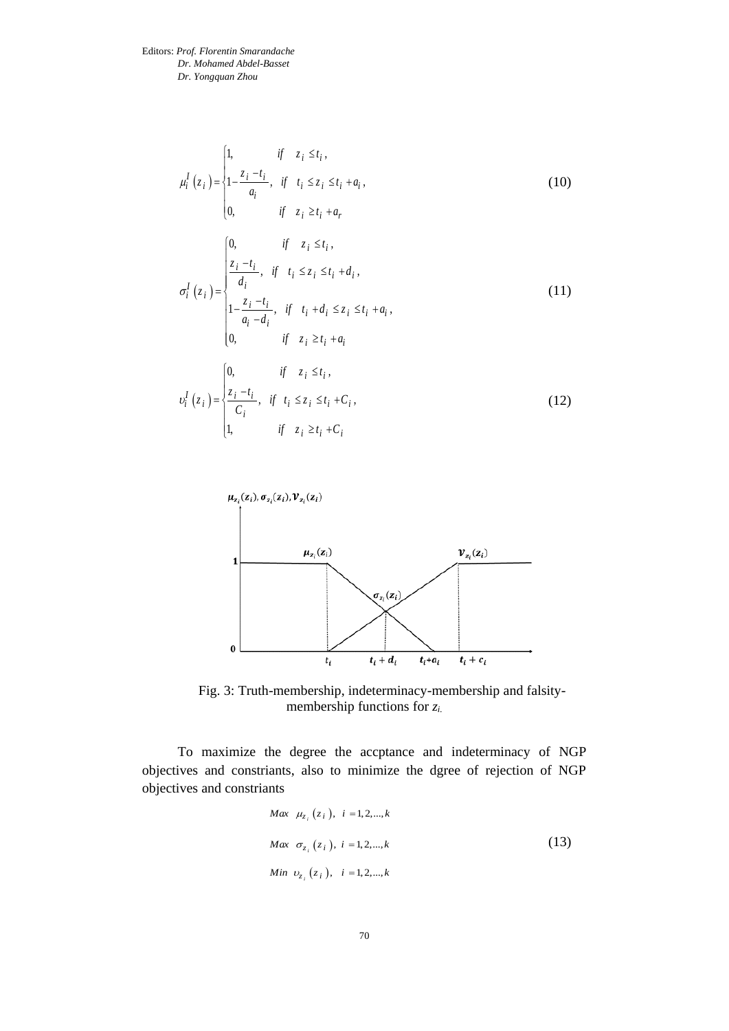$$\mu_i^I(z_i) = \begin{cases} 1, & if \quad z_i \le t_i, \\ 1 - \dfrac{z_i - t_i}{a_i}, & if \quad t_i \le z_i \le t_i + a_i, \\ 0, & if \quad z_i \ge t_i + a_r \end{cases} \tag{10}$$

$$\sigma_i^I(z_i) = \begin{cases} 0, & if \quad z_i \le t_i, \\ \dfrac{z_i - t_i}{d_i}, & if \quad t_i \le z_i \le t_i + d_i, \\ 1 - \dfrac{z_i - t_i}{a_i - d_i}, & if \quad t_i + d_i \le z_i \le t_i + a_i, \\ 0, & if \quad z_i \ge t_i + a_i \end{cases} \tag{11}$$

$$\upsilon_i^I(z_i) = \begin{cases} 0, & if \quad z_i \le t_i, \\ \dfrac{z_i - t_i}{C_i}, & if \quad t_i \le z_i \le t_i + C_i, \\ 1, & if \quad z_i \ge t_i + C_i \end{cases} \tag{12}$$

Fig. 3: Truth-membership, indeterminacy-membership and falsity-membership functions for $z_i$.

To maximize the degree the accptance and indeterminacy of NGP objectives and constriants, also to minimize the dgree of rejection of NGP objectives and constriants

$$\begin{aligned} &Max \quad \mu_{z_i}(z_i), \; i = 1,2,...,k \\ &Max \quad \sigma_{z_i}(z_i), \; i = 1,2,...,k \\ &Min \quad \upsilon_{z_i}(z_i), \; i = 1,2,...,k \end{aligned} \tag{13}$$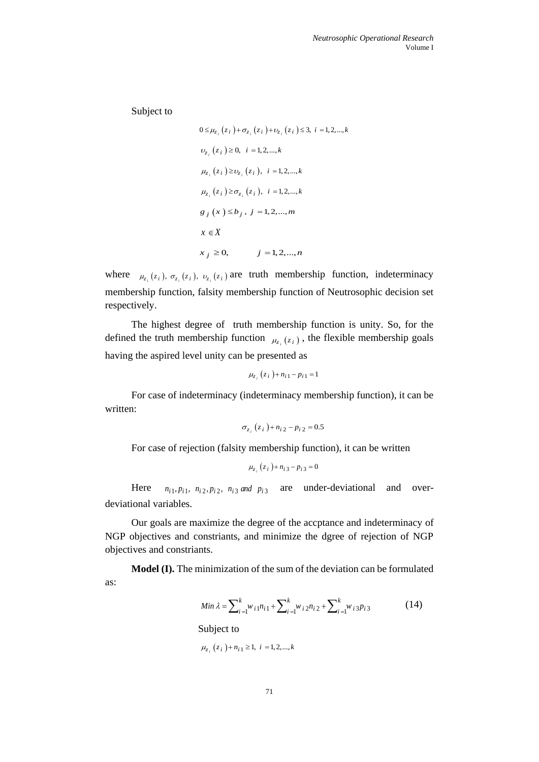Subject to

$$0 \le \mu_{z_i}(z_i) + \sigma_{z_i}(z_i) + \upsilon_{z_i}(z_i) \le 3, \ i = 1,2,...,k$$

$$\upsilon_{z_i}(z_i) \ge 0, \ \ i = 1,2,...,k$$

$$\mu_{z_i}(z_i) \ge \upsilon_{z_i}(z_i), \ \ i = 1,2,...,k$$

$$\mu_{z_i}(z_i) \ge \sigma_{z_i}(z_i), \ \ i = 1,2,...,k$$

$$g_j(x) \le b_j, \ j = 1,2,...,m$$

$$x \in X$$

$$x_j \ge 0, \qquad j = 1,2,...,n$$

where $\mu_{z_i}(z_i), \ \sigma_{z_i}(z_i), \ \upsilon_{z_i}(z_i)$ are truth membership function, indeterminacy membership function, falsity membership function of Neutrosophic decision set respectively.

The highest degree of truth membership function is unity. So, for the defined the truth membership function $\mu_{z_i}(z_i)$, the flexible membership goals having the aspired level unity can be presented as

$$\mu_{z_i}(z_i) + n_{i1} - p_{i1} = 1$$

For case of indeterminacy (indeterminacy membership function), it can be written:

$$\sigma_{z_i}(z_i) + n_{i2} - p_{i2} = 0.5$$

For case of rejection (falsity membership function), it can be written

$$\mu_{z_i}(z_i) + n_{i3} - p_{i3} = 0$$

Here $n_{i1}, p_{i1}, \ n_{i2}, p_{i2}, \ n_{i3}$ *and* $p_{i3}$ are under-deviational and over-deviational variables.

Our goals are maximize the degree of the accptance and indeterminacy of NGP objectives and constriants, and minimize the dgree of rejection of NGP objectives and constraints.

**Model (I).** The minimization of the sum of the deviation can be formulated as:

$$Min \ \lambda = \sum_{i=1}^{k} w_{i1} n_{i1} + \sum_{i=1}^{k} w_{i2} n_{i2} + \sum_{i=1}^{k} w_{i3} p_{i3} \tag{14}$$

Subject to

$$\mu_{z_i}(z_i) + n_{i1} \ge 1, \ i = 1,2,...,k$$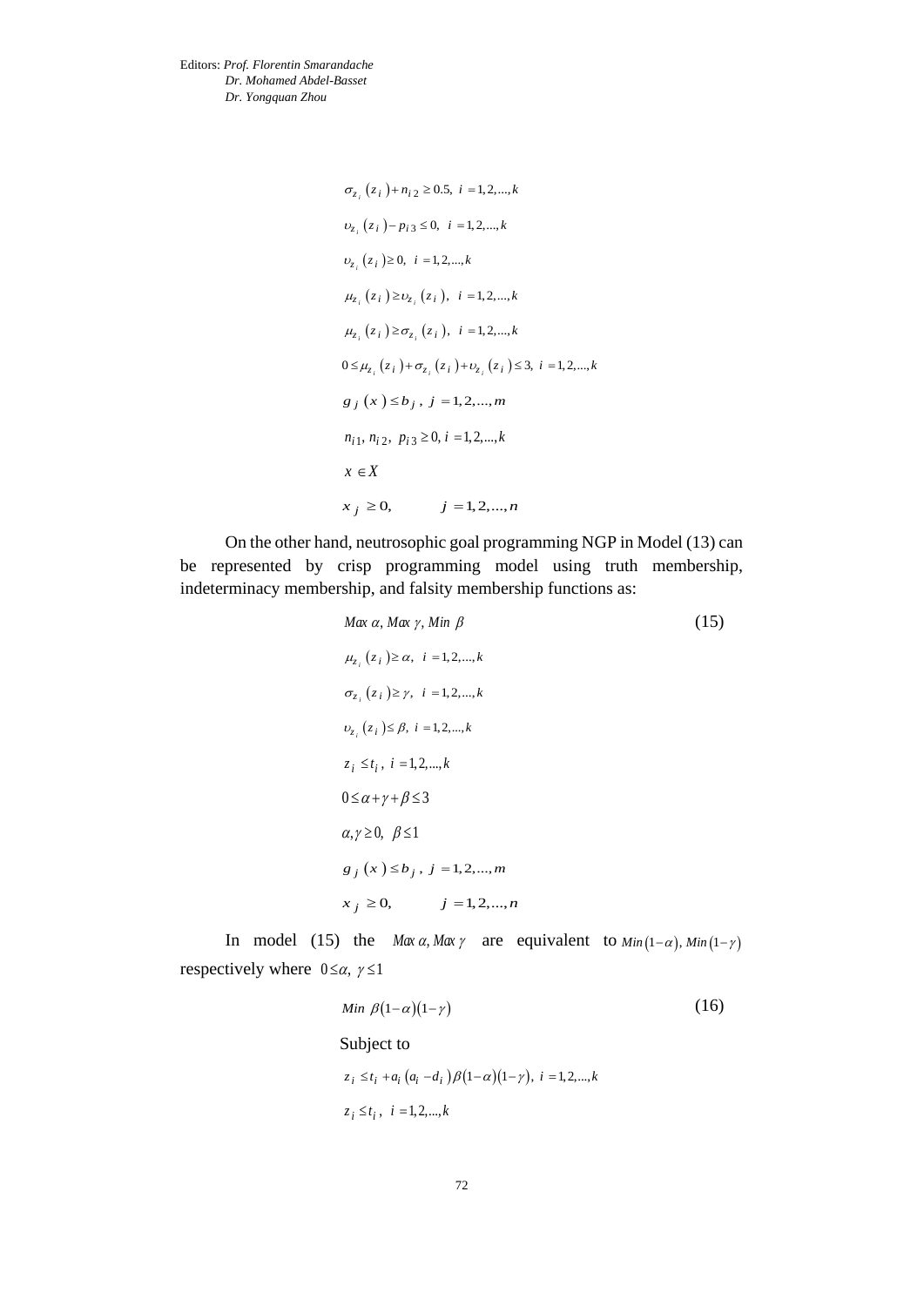$$\sigma_{z_i}(z_i) + n_{i2} \geq 0.5,\ i = 1,2,...,k$$

$$\upsilon_{z_i}(z_i) - p_{i3} \leq 0,\ \ i = 1,2,...,k$$

$$\upsilon_{z_i}(z_i) \geq 0,\ \ i = 1,2,...,k$$

$$\mu_{z_i}(z_i) \geq \upsilon_{z_i}(z_i),\ \ i = 1,2,...,k$$

$$\mu_{z_i}(z_i) \geq \sigma_{z_i}(z_i),\ \ i = 1,2,...,k$$

$$0 \leq \mu_{z_i}(z_i) + \sigma_{z_i}(z_i) + \upsilon_{z_i}(z_i) \leq 3,\ i = 1,2,...,k$$

$$g_j(x) \leq b_j,\ j = 1,2,...,m$$

$$n_{i1}, n_{i2},\ p_{i3} \geq 0, i = 1,2,...,k$$

$$x \in X$$

$$x_j \geq 0, \qquad j = 1,2,...,n$$

On the other hand, neutrosophic goal programming NGP in Model (13) can be represented by crisp programming model using truth membership, indeterminacy membership, and falsity membership functions as:

$$Max\ \alpha,\ Max\ \gamma,\ Min\ \beta \tag{15}$$

$$\mu_{z_i}(z_i) \geq \alpha,\ \ i = 1,2,...,k$$

$$\sigma_{z_i}(z_i) \geq \gamma,\ \ i = 1,2,...,k$$

$$\upsilon_{z_i}(z_i) \leq \beta,\ i = 1,2,...,k$$

$$z_i \leq t_i,\ i = 1,2,...,k$$

$$0 \leq \alpha + \gamma + \beta \leq 3$$

$$\alpha, \gamma \geq 0,\ \ \beta \leq 1$$

$$g_j(x) \leq b_j,\ j = 1,2,...,m$$

$$x_j \geq 0, \qquad j = 1,2,...,n$$

In model (15) the $Max\ \alpha, Max\ \gamma$ are equivalent to $Min(1-\alpha), Min(1-\gamma)$ respectively where $0 \leq \alpha,\ \gamma \leq 1$

$$Min\ \beta(1-\alpha)(1-\gamma) \tag{16}$$

Subject to

$$z_i \leq t_i + a_i(a_i - d_i)\beta(1-\alpha)(1-\gamma),\ i = 1,2,...,k$$

$$z_i \leq t_i,\ \ i = 1,2,...,k$$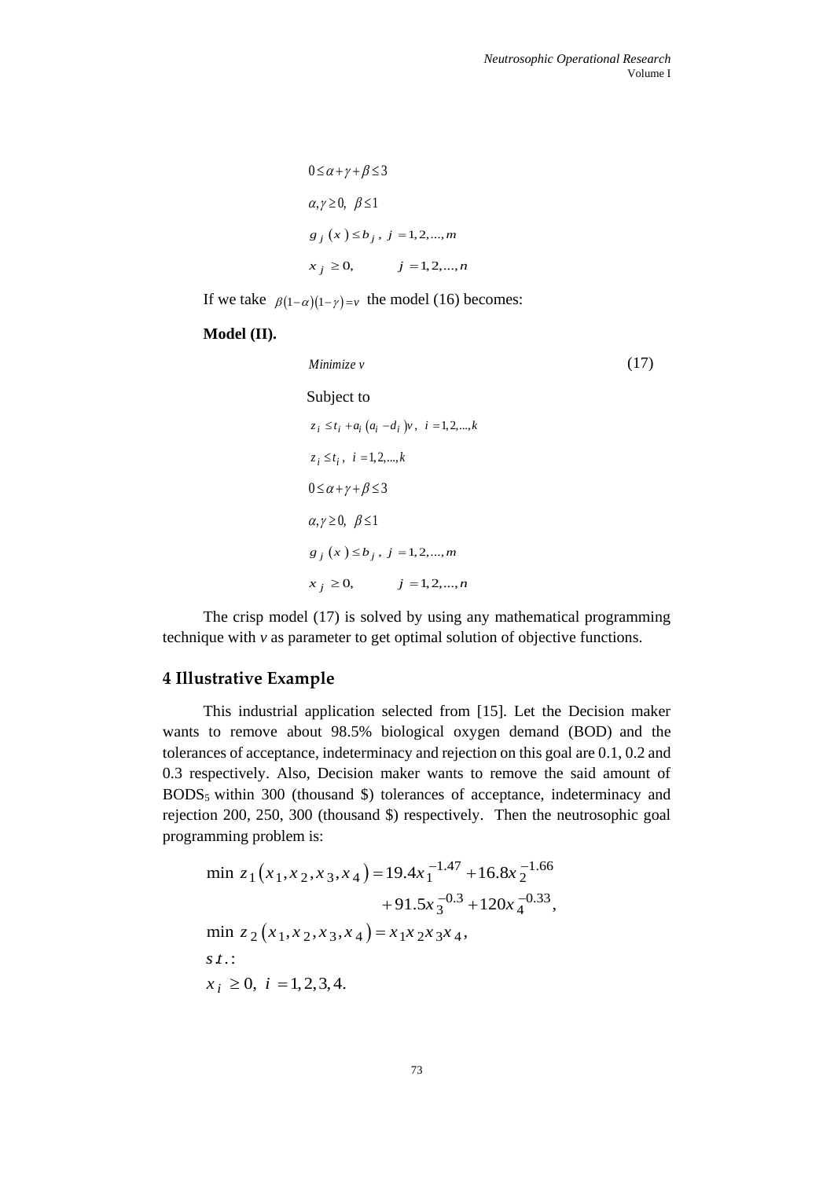$$0 \le \alpha + \gamma + \beta \le 3$$

$$\alpha, \gamma \ge 0, \;\; \beta \le 1$$

$$g_j(x) \le b_j, \;\; j = 1, 2, ..., m$$

$$x_j \ge 0, \qquad j = 1, 2, ..., n$$

If we take $\beta(1-\alpha)(1-\gamma) = v$ the model (16) becomes:

**Model (II).**

$$\textit{Minimize } v \tag{17}$$

Subject to

$$z_i \le t_i + a_i(a_i - d_i)v, \;\; i = 1, 2, ..., k$$

$$z_i \le t_i, \;\; i = 1, 2, ..., k$$

$$0 \le \alpha + \gamma + \beta \le 3$$

$$\alpha, \gamma \ge 0, \;\; \beta \le 1$$

$$g_j(x) \le b_j, \;\; j = 1, 2, ..., m$$

$$x_j \ge 0, \qquad j = 1, 2, ..., n$$

The crisp model (17) is solved by using any mathematical programming technique with *v* as parameter to get optimal solution of objective functions.

## 4 Illustrative Example

This industrial application selected from [15]. Let the Decision maker wants to remove about 98.5% biological oxygen demand (BOD) and the tolerances of acceptance, indeterminacy and rejection on this goal are 0.1, 0.2 and 0.3 respectively. Also, Decision maker wants to remove the said amount of $BODS_5$ within 300 (thousand \$) tolerances of acceptance, indeterminacy and rejection 200, 250, 300 (thousand \$) respectively. Then the neutrosophic goal programming problem is:

$$\begin{aligned}
&\min \; z_1(x_1, x_2, x_3, x_4) = 19.4x_1^{-1.47} + 16.8x_2^{-1.66} \\
&\qquad\qquad\qquad\qquad + 91.5x_3^{-0.3} + 120x_4^{-0.33}, \\
&\min \; z_2(x_1, x_2, x_3, x_4) = x_1 x_2 x_3 x_4, \\
&s.t.: \\
&x_i \ge 0, \;\; i = 1, 2, 3, 4.
\end{aligned}$$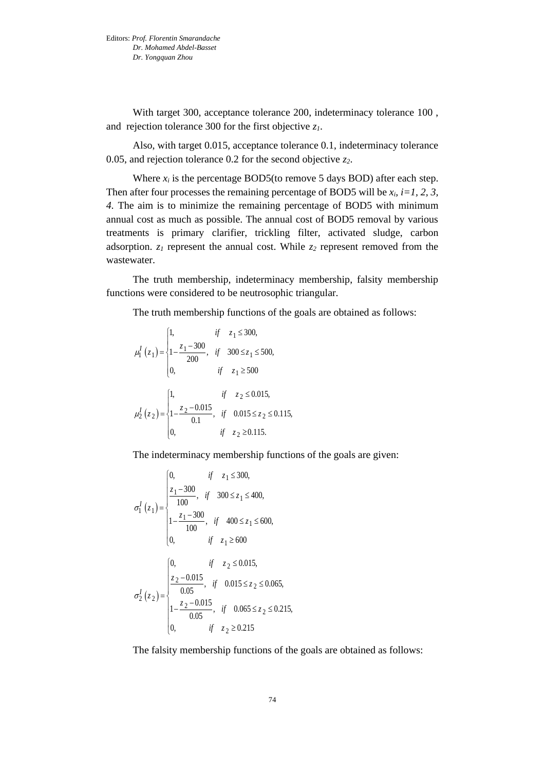With target 300, acceptance tolerance 200, indeterminacy tolerance 100 , and rejection tolerance 300 for the first objective $z_1$.

Also, with target 0.015, acceptance tolerance 0.1, indeterminacy tolerance 0.05, and rejection tolerance 0.2 for the second objective $z_2$.

Where $x_i$ is the percentage BOD5(to remove 5 days BOD) after each step. Then after four processes the remaining percentage of BOD5 will be $x_i$, $i=1, 2, 3, 4$. The aim is to minimize the remaining percentage of BOD5 with minimum annual cost as much as possible. The annual cost of BOD5 removal by various treatments is primary clarifier, trickling filter, activated sludge, carbon adsorption. $z_1$ represent the annual cost. While $z_2$ represent removed from the wastewater.

The truth membership, indeterminacy membership, falsity membership functions were considered to be neutrosophic triangular.

The truth membership functions of the goals are obtained as follows:

$$\mu_1^I(z_1) = \begin{cases} 1, & if \quad z_1 \le 300, \\ 1 - \dfrac{z_1 - 300}{200}, & if \quad 300 \le z_1 \le 500, \\ 0, & if \quad z_1 \ge 500 \end{cases}$$

$$\mu_2^I(z_2) = \begin{cases} 1, & if \quad z_2 \le 0.015, \\ 1 - \dfrac{z_2 - 0.015}{0.1}, & if \quad 0.015 \le z_2 \le 0.115, \\ 0, & if \quad z_2 \ge 0.115. \end{cases}$$

The indeterminacy membership functions of the goals are given:

$$\sigma_1^I(z_1) = \begin{cases} 0, & if \quad z_1 \le 300, \\ \dfrac{z_1 - 300}{100}, & if \quad 300 \le z_1 \le 400, \\ 1 - \dfrac{z_1 - 300}{100}, & if \quad 400 \le z_1 \le 600, \\ 0, & if \quad z_1 \ge 600 \end{cases}$$

$$\sigma_2^I(z_2) = \begin{cases} 0, & if \quad z_2 \le 0.015, \\ \dfrac{z_2 - 0.015}{0.05}, & if \quad 0.015 \le z_2 \le 0.065, \\ 1 - \dfrac{z_2 - 0.015}{0.05}, & if \quad 0.065 \le z_2 \le 0.215, \\ 0, & if \quad z_2 \ge 0.215 \end{cases}$$

The falsity membership functions of the goals are obtained as follows: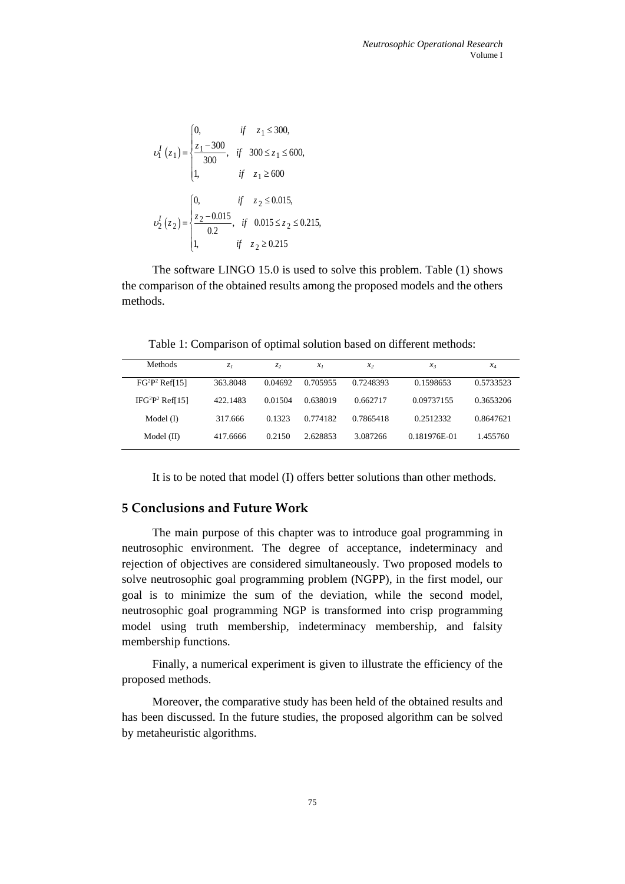$$\upsilon_1^I(z_1) = \begin{cases} 0, & if \quad z_1 \le 300, \\ \dfrac{z_1 - 300}{300}, & if \quad 300 \le z_1 \le 600, \\ 1, & if \quad z_1 \ge 600 \end{cases}$$

$$\upsilon_2^I(z_2) = \begin{cases} 0, & if \quad z_2 \le 0.015, \\ \dfrac{z_2 - 0.015}{0.2}, & if \quad 0.015 \le z_2 \le 0.215, \\ 1, & if \quad z_2 \ge 0.215 \end{cases}$$

The software LINGO 15.0 is used to solve this problem. Table (1) shows the comparison of the obtained results among the proposed models and the others methods.

Table 1: Comparison of optimal solution based on different methods:

| Methods | $z_1$ | $z_2$ | $x_1$ | $x_2$ | $x_3$ | $x_4$ |
|---|---|---|---|---|---|---|
| $FG^2P^2$ Ref[15] | 363.8048 | 0.04692 | 0.705955 | 0.7248393 | 0.1598653 | 0.5733523 |
| $IFG^2P^2$ Ref[15] | 422.1483 | 0.01504 | 0.638019 | 0.662717 | 0.09737155 | 0.3653206 |
| Model (I) | 317.666 | 0.1323 | 0.774182 | 0.7865418 | 0.2512332 | 0.8647621 |
| Model (II) | 417.6666 | 0.2150 | 2.628853 | 3.087266 | 0.181976E-01 | 1.455760 |

It is to be noted that model (I) offers better solutions than other methods.

## 5 Conclusions and Future Work

The main purpose of this chapter was to introduce goal programming in neutrosophic environment. The degree of acceptance, indeterminacy and rejection of objectives are considered simultaneously. Two proposed models to solve neutrosophic goal programming problem (NGPP), in the first model, our goal is to minimize the sum of the deviation, while the second model, neutrosophic goal programming NGP is transformed into crisp programming model using truth membership, indeterminacy membership, and falsity membership functions.

Finally, a numerical experiment is given to illustrate the efficiency of the proposed methods.

Moreover, the comparative study has been held of the obtained results and has been discussed. In the future studies, the proposed algorithm can be solved by metaheuristic algorithms.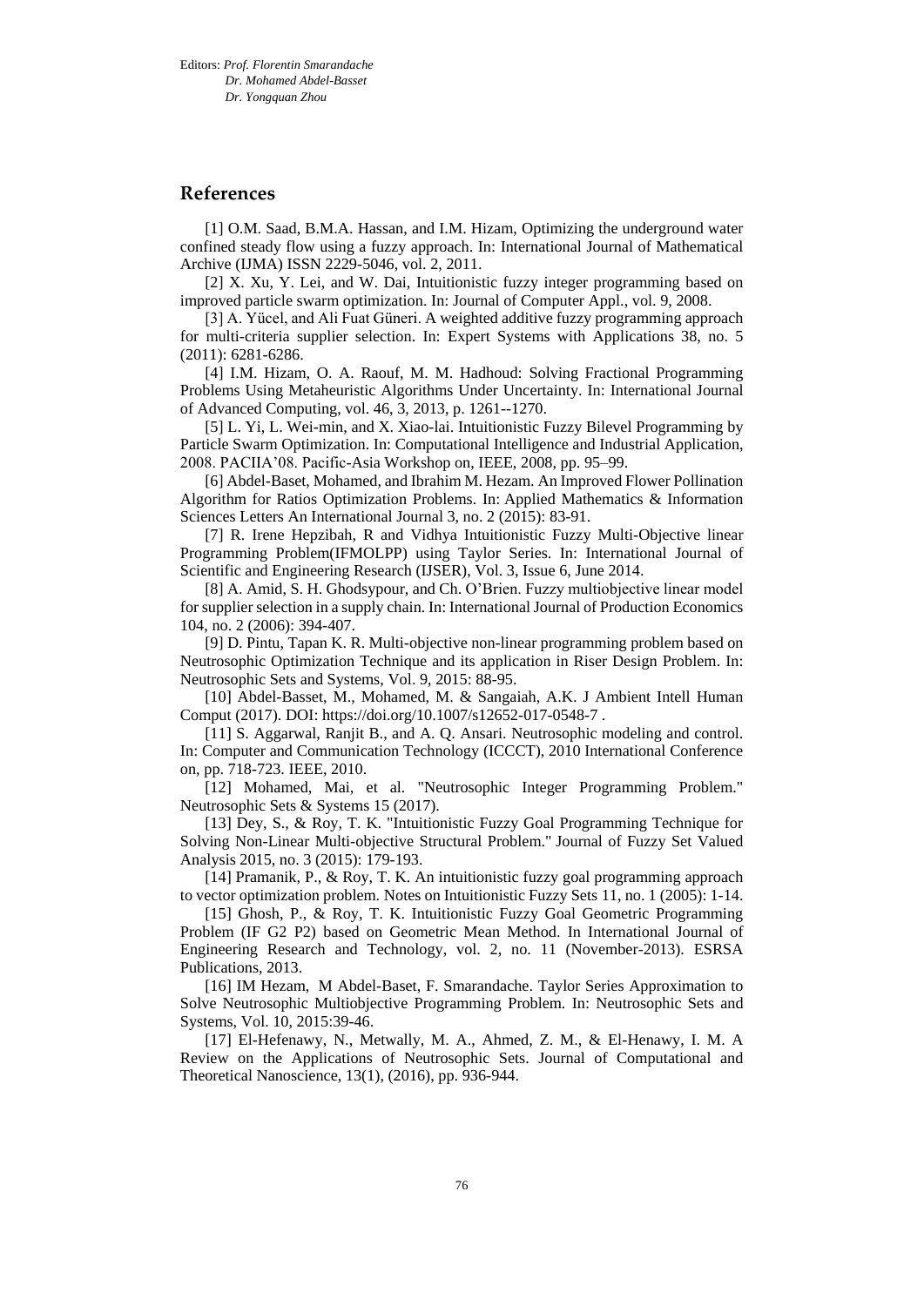## References

[1] O.M. Saad, B.M.A. Hassan, and I.M. Hizam, Optimizing the underground water confined steady flow using a fuzzy approach. In: International Journal of Mathematical Archive (IJMA) ISSN 2229-5046, vol. 2, 2011.

[2] X. Xu, Y. Lei, and W. Dai, Intuitionistic fuzzy integer programming based on improved particle swarm optimization. In: Journal of Computer Appl., vol. 9, 2008.

[3] A. Yücel, and Ali Fuat Güneri. A weighted additive fuzzy programming approach for multi-criteria supplier selection. In: Expert Systems with Applications 38, no. 5 (2011): 6281-6286.

[4] I.M. Hizam, O. A. Raouf, M. M. Hadhoud: Solving Fractional Programming Problems Using Metaheuristic Algorithms Under Uncertainty. In: International Journal of Advanced Computing, vol. 46, 3, 2013, p. 1261--1270.

[5] L. Yi, L. Wei-min, and X. Xiao-lai. Intuitionistic Fuzzy Bilevel Programming by Particle Swarm Optimization. In: Computational Intelligence and Industrial Application, 2008. PACIIA'08. Pacific-Asia Workshop on, IEEE, 2008, pp. 95–99.

[6] Abdel-Baset, Mohamed, and Ibrahim M. Hezam. An Improved Flower Pollination Algorithm for Ratios Optimization Problems. In: Applied Mathematics & Information Sciences Letters An International Journal 3, no. 2 (2015): 83-91.

[7] R. Irene Hepzibah, R and Vidhya Intuitionistic Fuzzy Multi-Objective linear Programming Problem(IFMOLPP) using Taylor Series. In: International Journal of Scientific and Engineering Research (IJSER), Vol. 3, Issue 6, June 2014.

[8] A. Amid, S. H. Ghodsypour, and Ch. O'Brien. Fuzzy multiobjective linear model for supplier selection in a supply chain. In: International Journal of Production Economics 104, no. 2 (2006): 394-407.

[9] D. Pintu, Tapan K. R. Multi-objective non-linear programming problem based on Neutrosophic Optimization Technique and its application in Riser Design Problem. In: Neutrosophic Sets and Systems, Vol. 9, 2015: 88-95.

[10] Abdel-Basset, M., Mohamed, M. & Sangaiah, A.K. J Ambient Intell Human Comput (2017). DOI: https://doi.org/10.1007/s12652-017-0548-7 .

[11] S. Aggarwal, Ranjit B., and A. Q. Ansari. Neutrosophic modeling and control. In: Computer and Communication Technology (ICCCT), 2010 International Conference on, pp. 718-723. IEEE, 2010.

[12] Mohamed, Mai, et al. "Neutrosophic Integer Programming Problem." Neutrosophic Sets & Systems 15 (2017).

[13] Dey, S., & Roy, T. K. "Intuitionistic Fuzzy Goal Programming Technique for Solving Non-Linear Multi-objective Structural Problem." Journal of Fuzzy Set Valued Analysis 2015, no. 3 (2015): 179-193.

[14] Pramanik, P., & Roy, T. K. An intuitionistic fuzzy goal programming approach to vector optimization problem. Notes on Intuitionistic Fuzzy Sets 11, no. 1 (2005): 1-14.

[15] Ghosh, P., & Roy, T. K. Intuitionistic Fuzzy Goal Geometric Programming Problem (IF G2 P2) based on Geometric Mean Method. In International Journal of Engineering Research and Technology, vol. 2, no. 11 (November-2013). ESRSA Publications, 2013.

[16] IM Hezam, M Abdel-Baset, F. Smarandache. Taylor Series Approximation to Solve Neutrosophic Multiobjective Programming Problem. In: Neutrosophic Sets and Systems, Vol. 10, 2015:39-46.

[17] El-Hefenawy, N., Metwally, M. A., Ahmed, Z. M., & El-Henawy, I. M. A Review on the Applications of Neutrosophic Sets. Journal of Computational and Theoretical Nanoscience, 13(1), (2016), pp. 936-944.